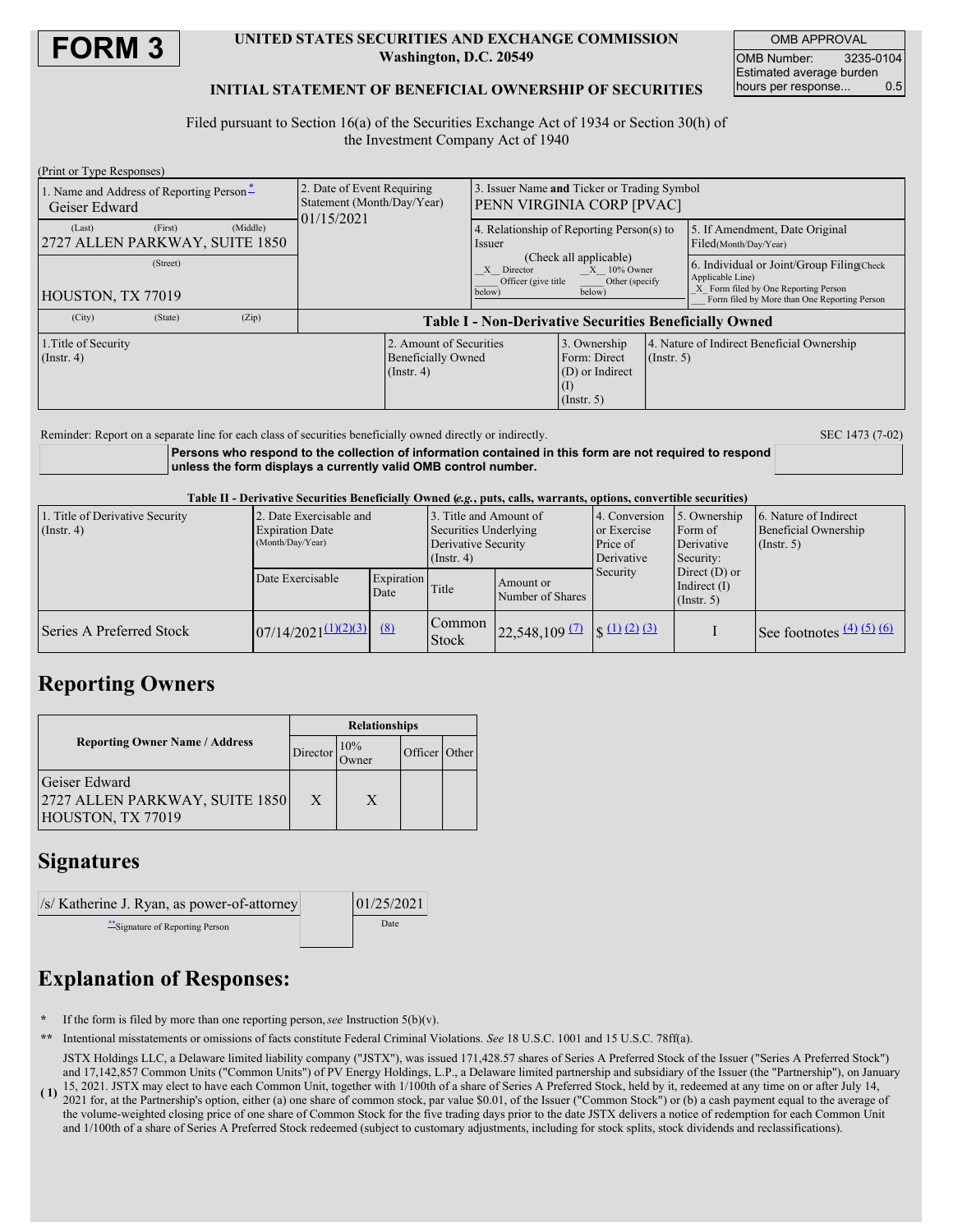# FORM 3

**UNITED STATES SECURITIES AND EXCHANGE COMMISSION**
**Washington, D.C. 20549**

**INITIAL STATEMENT OF BENEFICIAL OWNERSHIP OF SECURITIES**

| OMB APPROVAL | |
|---|---|
| OMB Number: | 3235-0104 |
| Estimated average burden hours per response... | 0.5 |

Filed pursuant to Section 16(a) of the Securities Exchange Act of 1934 or Section 30(h) of the Investment Company Act of 1940

(Print or Type Responses)

| 1. Name and Address of Reporting Person * | 2. Date of Event Requiring Statement (Month/Day/Year) | 3. Issuer Name **and** Ticker or Trading Symbol |
|---|---|---|
| Geiser Edward | 01/15/2021 | PENN VIRGINIA CORP [PVAC] |
| (Last) (First) (Middle) 2727 ALLEN PARKWAY, SUITE 1850 | | 4. Relationship of Reporting Person(s) to Issuer (Check all applicable) \_X\_ Director \_X\_ 10% Owner \_\_\_ Officer (give title below) \_\_\_ Other (specify below) |
| (Street) HOUSTON, TX 77019 | | 5. If Amendment, Date Original Filed(Month/Day/Year) |
| (City) (State) (Zip) | | 6. Individual or Joint/Group Filing(Check Applicable Line) \_X\_ Form filed by One Reporting Person \_\_\_ Form filed by More than One Reporting Person |

**Table I - Non-Derivative Securities Beneficially Owned**

| 1.Title of Security (Instr. 4) | 2. Amount of Securities Beneficially Owned (Instr. 4) | 3. Ownership Form: Direct (D) or Indirect (I) (Instr. 5) | 4. Nature of Indirect Beneficial Ownership (Instr. 5) |
|---|---|---|---|

Reminder: Report on a separate line for each class of securities beneficially owned directly or indirectly. SEC 1473 (7-02)

**Persons who respond to the collection of information contained in this form are not required to respond unless the form displays a currently valid OMB control number.**

**Table II - Derivative Securities Beneficially Owned (*e.g.*, puts, calls, warrants, options, convertible securities)**

| 1. Title of Derivative Security (Instr. 4) | 2. Date Exercisable and Expiration Date (Month/Day/Year) | | 3. Title and Amount of Securities Underlying Derivative Security (Instr. 4) | | 4. Conversion or Exercise Price of Derivative Security | 5. Ownership Form of Derivative Security: Direct (D) or Indirect (I) (Instr. 5) | 6. Nature of Indirect Beneficial Ownership (Instr. 5) |
|---|---|---|---|---|---|---|---|
| | Date Exercisable | Expiration Date | Title | Amount or Number of Shares | | | |
| Series A Preferred Stock | 07/14/2021 (1)(2)(3) | (8) | Common Stock | 22,548,109 (7) | $ (1) (2) (3) | I | See footnotes (4) (5) (6) |

## Reporting Owners

| Reporting Owner Name / Address | Relationships | | | |
|---|---|---|---|---|
| | Director | 10% Owner | Officer | Other |
| Geiser Edward 2727 ALLEN PARKWAY, SUITE 1850 HOUSTON, TX 77019 | X | X | | |

## Signatures

| /s/ Katherine J. Ryan, as power-of-attorney | 01/25/2021 |
|---|---|
| **Signature of Reporting Person | Date |

## Explanation of Responses:

\* If the form is filed by more than one reporting person, *see* Instruction 5(b)(v).

\*\* Intentional misstatements or omissions of facts constitute Federal Criminal Violations. *See* 18 U.S.C. 1001 and 15 U.S.C. 78ff(a).

( 1) JSTX Holdings LLC, a Delaware limited liability company ("JSTX"), was issued 171,428.57 shares of Series A Preferred Stock of the Issuer ("Series A Preferred Stock") and 17,142,857 Common Units ("Common Units") of PV Energy Holdings, L.P., a Delaware limited partnership and subsidiary of the Issuer (the "Partnership"), on January 15, 2021. JSTX may elect to have each Common Unit, together with 1/100th of a share of Series A Preferred Stock, held by it, redeemed at any time on or after July 14, 2021 for, at the Partnership's option, either (a) one share of common stock, par value $0.01, of the Issuer ("Common Stock") or (b) a cash payment equal to the average of the volume-weighted closing price of one share of Common Stock for the five trading days prior to the date JSTX delivers a notice of redemption for each Common Unit and 1/100th of a share of Series A Preferred Stock redeemed (subject to customary adjustments, including for stock splits, stock dividends and reclassifications).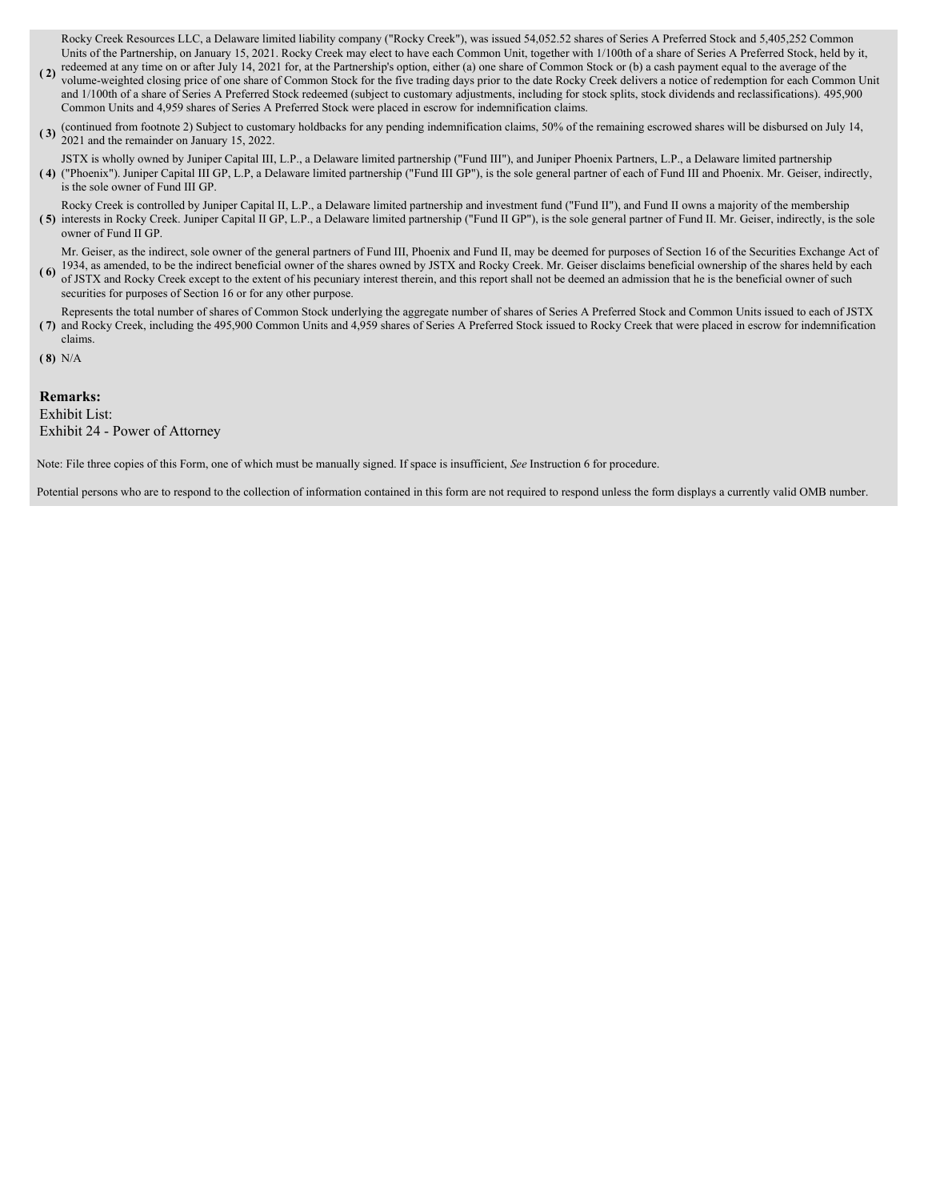(2) Rocky Creek Resources LLC, a Delaware limited liability company ("Rocky Creek"), was issued 54,052.52 shares of Series A Preferred Stock and 5,405,252 Common Units of the Partnership, on January 15, 2021. Rocky Creek may elect to have each Common Unit, together with 1/100th of a share of Series A Preferred Stock, held by it, redeemed at any time on or after July 14, 2021 for, at the Partnership's option, either (a) one share of Common Stock or (b) a cash payment equal to the average of the volume-weighted closing price of one share of Common Stock for the five trading days prior to the date Rocky Creek delivers a notice of redemption for each Common Unit and 1/100th of a share of Series A Preferred Stock redeemed (subject to customary adjustments, including for stock splits, stock dividends and reclassifications). 495,900 Common Units and 4,959 shares of Series A Preferred Stock were placed in escrow for indemnification claims.

(3) (continued from footnote 2) Subject to customary holdbacks for any pending indemnification claims, 50% of the remaining escrowed shares will be disbursed on July 14, 2021 and the remainder on January 15, 2022.

(4) JSTX is wholly owned by Juniper Capital III, L.P., a Delaware limited partnership ("Fund III"), and Juniper Phoenix Partners, L.P., a Delaware limited partnership ("Phoenix"). Juniper Capital III GP, L.P, a Delaware limited partnership ("Fund III GP"), is the sole general partner of each of Fund III and Phoenix. Mr. Geiser, indirectly, is the sole owner of Fund III GP.

(5) Rocky Creek is controlled by Juniper Capital II, L.P., a Delaware limited partnership and investment fund ("Fund II"), and Fund II owns a majority of the membership interests in Rocky Creek. Juniper Capital II GP, L.P., a Delaware limited partnership ("Fund II GP"), is the sole general partner of Fund II. Mr. Geiser, indirectly, is the sole owner of Fund II GP.

(6) Mr. Geiser, as the indirect, sole owner of the general partners of Fund III, Phoenix and Fund II, may be deemed for purposes of Section 16 of the Securities Exchange Act of 1934, as amended, to be the indirect beneficial owner of the shares owned by JSTX and Rocky Creek. Mr. Geiser disclaims beneficial ownership of the shares held by each of JSTX and Rocky Creek except to the extent of his pecuniary interest therein, and this report shall not be deemed an admission that he is the beneficial owner of such securities for purposes of Section 16 or for any other purpose.

(7) Represents the total number of shares of Common Stock underlying the aggregate number of shares of Series A Preferred Stock and Common Units issued to each of JSTX and Rocky Creek, including the 495,900 Common Units and 4,959 shares of Series A Preferred Stock issued to Rocky Creek that were placed in escrow for indemnification claims.

(8) N/A

**Remarks:**

Exhibit List:
Exhibit 24 - Power of Attorney

Note: File three copies of this Form, one of which must be manually signed. If space is insufficient, *See* Instruction 6 for procedure.

Potential persons who are to respond to the collection of information contained in this form are not required to respond unless the form displays a currently valid OMB number.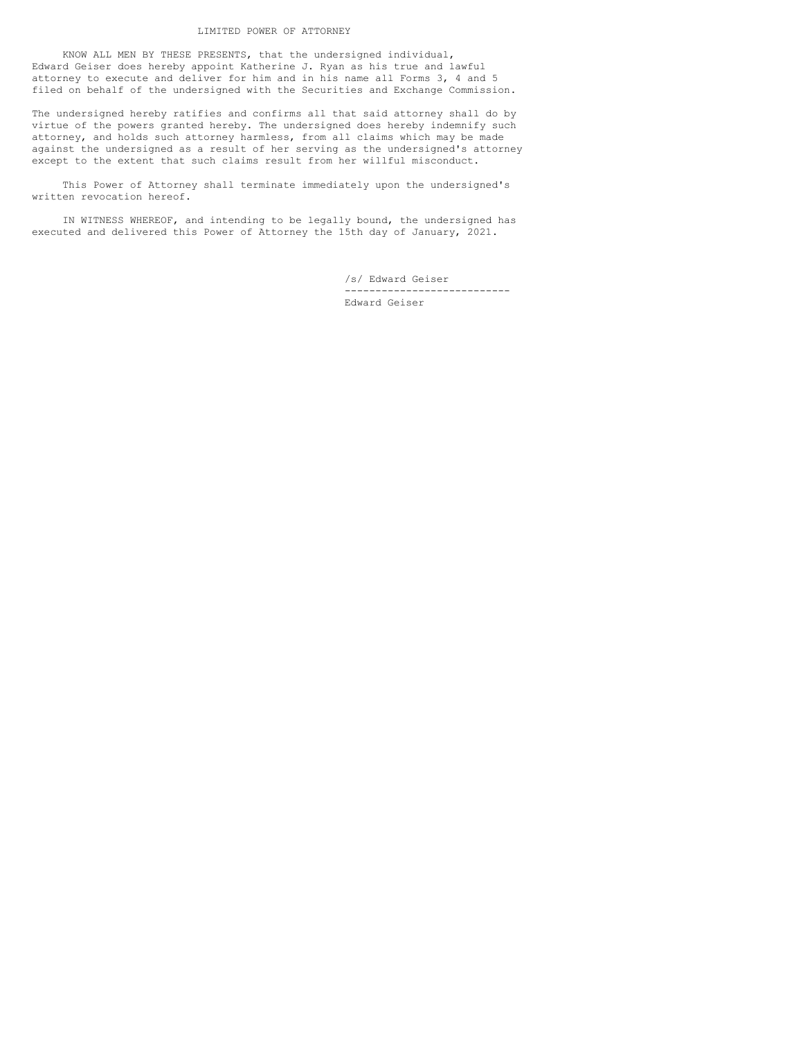# LIMITED POWER OF ATTORNEY

KNOW ALL MEN BY THESE PRESENTS, that the undersigned individual, Edward Geiser does hereby appoint Katherine J. Ryan as his true and lawful attorney to execute and deliver for him and in his name all Forms 3, 4 and 5 filed on behalf of the undersigned with the Securities and Exchange Commission.

The undersigned hereby ratifies and confirms all that said attorney shall do by virtue of the powers granted hereby. The undersigned does hereby indemnify such attorney, and holds such attorney harmless, from all claims which may be made against the undersigned as a result of her serving as the undersigned's attorney except to the extent that such claims result from her willful misconduct.

This Power of Attorney shall terminate immediately upon the undersigned's written revocation hereof.

IN WITNESS WHEREOF, and intending to be legally bound, the undersigned has executed and delivered this Power of Attorney the 15th day of January, 2021.

/s/ Edward Geiser

---------------------------

Edward Geiser